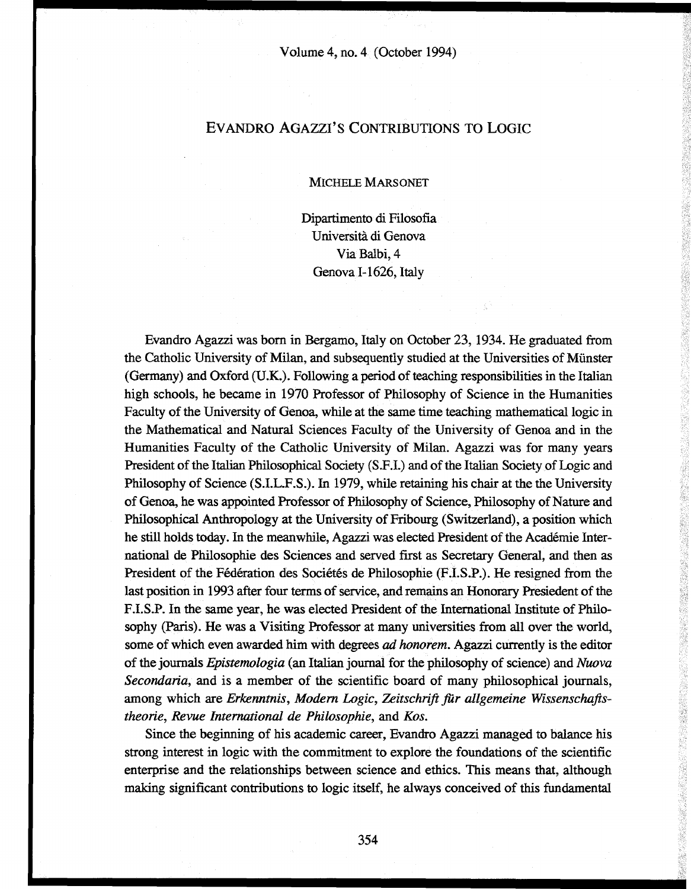# EVANDRO AGAZZI'S CONTRIBUTIONS TO LOGIC

MICHELE MARSONET

Dipartimento di Filosofia
Università di Genova
Via Balbi, 4
Genova I-1626, Italy

Evandro Agazzi was born in Bergamo, Italy on October 23, 1934. He graduated from the Catholic University of Milan, and subsequently studied at the Universities of Münster (Germany) and Oxford (U.K.). Following a period of teaching responsibilities in the Italian high schools, he became in 1970 Professor of Philosophy of Science in the Humanities Faculty of the University of Genoa, while at the same time teaching mathematical logic in the Mathematical and Natural Sciences Faculty of the University of Genoa and in the Humanities Faculty of the Catholic University of Milan. Agazzi was for many years President of the Italian Philosophical Society (S.F.I.) and of the Italian Society of Logic and Philosophy of Science (S.I.L.F.S.). In 1979, while retaining his chair at the the University of Genoa, he was appointed Professor of Philosophy of Science, Philosophy of Nature and Philosophical Anthropology at the University of Fribourg (Switzerland), a position which he still holds today. In the meanwhile, Agazzi was elected President of the Académie International de Philosophie des Sciences and served first as Secretary General, and then as President of the Fédération des Sociétés de Philosophie (F.I.S.P.). He resigned from the last position in 1993 after four terms of service, and remains an Honorary Presiedent of the F.I.S.P. In the same year, he was elected President of the International Institute of Philosophy (Paris). He was a Visiting Professor at many universities from all over the world, some of which even awarded him with degrees *ad honorem*. Agazzi currently is the editor of the journals *Epistemologia* (an Italian journal for the philosophy of science) and *Nuova Secondaria*, and is a member of the scientific board of many philosophical journals, among which are *Erkenntnis*, *Modern Logic*, *Zeitschrift für allgemeine Wissenschaftstheorie*, *Revue International de Philosophie*, and *Kos*.

Since the beginning of his academic career, Evandro Agazzi managed to balance his strong interest in logic with the commitment to explore the foundations of the scientific enterprise and the relationships between science and ethics. This means that, although making significant contributions to logic itself, he always conceived of this fundamental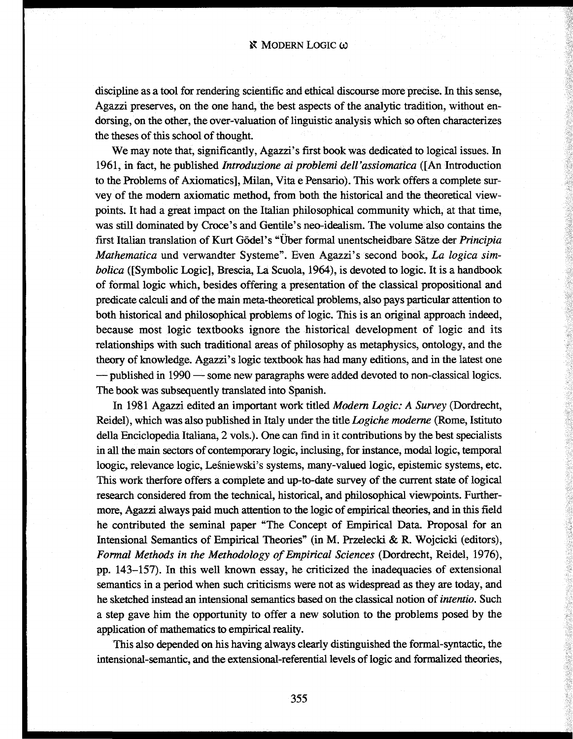discipline as a tool for rendering scientific and ethical discourse more precise. In this sense, Agazzi preserves, on the one hand, the best aspects of the analytic tradition, without endorsing, on the other, the over-valuation of linguistic analysis which so often characterizes the theses of this school of thought.

We may note that, significantly, Agazzi's first book was dedicated to logical issues. In 1961, in fact, he published *Introduzione ai problemi dell'assiomatica* ([An Introduction to the Problems of Axiomatics], Milan, Vita e Pensario). This work offers a complete survey of the modern axiomatic method, from both the historical and the theoretical viewpoints. It had a great impact on the Italian philosophical community which, at that time, was still dominated by Croce's and Gentile's neo-idealism. The volume also contains the first Italian translation of Kurt Gödel's "Über formal unentscheidbare Sätze der *Principia Mathematica* und verwandter Systeme". Even Agazzi's second book, *La logica simbolica* ([Symbolic Logic], Brescia, La Scuola, 1964), is devoted to logic. It is a handbook of formal logic which, besides offering a presentation of the classical propositional and predicate calculi and of the main meta-theoretical problems, also pays particular attention to both historical and philosophical problems of logic. This is an original approach indeed, because most logic textbooks ignore the historical development of logic and its relationships with such traditional areas of philosophy as metaphysics, ontology, and the theory of knowledge. Agazzi's logic textbook has had many editions, and in the latest one — published in 1990 — some new paragraphs were added devoted to non-classical logics. The book was subsequently translated into Spanish.

In 1981 Agazzi edited an important work titled *Modern Logic: A Survey* (Dordrecht, Reidel), which was also published in Italy under the title *Logiche moderne* (Rome, Istituto della Enciclopedia Italiana, 2 vols.). One can find in it contributions by the best specialists in all the main sectors of contemporary logic, inclusing, for instance, modal logic, temporal loogic, relevance logic, Leśniewski's systems, many-valued logic, epistemic systems, etc. This work therfore offers a complete and up-to-date survey of the current state of logical research considered from the technical, historical, and philosophical viewpoints. Furthermore, Agazzi always paid much attention to the logic of empirical theories, and in this field he contributed the seminal paper "The Concept of Empirical Data. Proposal for an Intensional Semantics of Empirical Theories" (in M. Przelecki & R. Wojcicki (editors), *Formal Methods in the Methodology of Empirical Sciences* (Dordrecht, Reidel, 1976), pp. 143–157). In this well known essay, he criticized the inadequacies of extensional semantics in a period when such criticisms were not as widespread as they are today, and he sketched instead an intensional semantics based on the classical notion of *intentio*. Such a step gave him the opportunity to offer a new solution to the problems posed by the application of mathematics to empirical reality.

This also depended on his having always clearly distinguished the formal-syntactic, the intensional-semantic, and the extensional-referential levels of logic and formalized theories,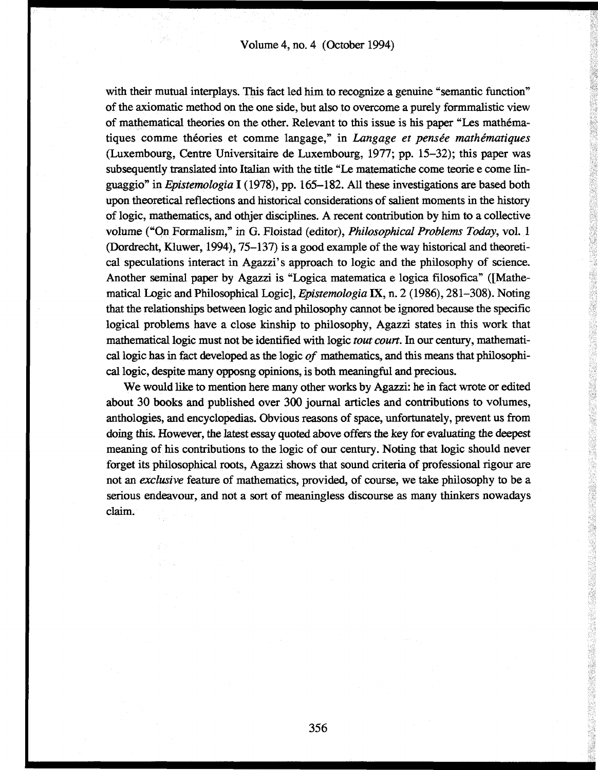with their mutual interplays. This fact led him to recognize a genuine "semantic function" of the axiomatic method on the one side, but also to overcome a purely formmalistic view of mathematical theories on the other. Relevant to this issue is his paper "Les mathématiques comme théories et comme langage," in *Langage et pensée mathématiques* (Luxembourg, Centre Universitaire de Luxembourg, 1977; pp. 15–32); this paper was subsequently translated into Italian with the title "Le matematiche come teorie e come linguaggio" in *Epistemologia* **I** (1978), pp. 165–182. All these investigations are based both upon theoretical reflections and historical considerations of salient moments in the history of logic, mathematics, and othjer disciplines. A recent contribution by him to a collective volume ("On Formalism," in G. Floistad (editor), *Philosophical Problems Today*, vol. 1 (Dordrecht, Kluwer, 1994), 75–137) is a good example of the way historical and theoretical speculations interact in Agazzi's approach to logic and the philosophy of science. Another seminal paper by Agazzi is "Logica matematica e logica filosofica" ([Mathematical Logic and Philosophical Logic], *Epistemologia* **IX**, n. 2 (1986), 281–308). Noting that the relationships between logic and philosophy cannot be ignored because the specific logical problems have a close kinship to philosophy, Agazzi states in this work that mathematical logic must not be identified with logic *tout court*. In our century, mathematical logic has in fact developed as the logic *of* mathematics, and this means that philosophical logic, despite many opposng opinions, is both meaningful and precious.

We would like to mention here many other works by Agazzi: he in fact wrote or edited about 30 books and published over 300 journal articles and contributions to volumes, anthologies, and encyclopedias. Obvious reasons of space, unfortunately, prevent us from doing this. However, the latest essay quoted above offers the key for evaluating the deepest meaning of his contributions to the logic of our century. Noting that logic should never forget its philosophical roots, Agazzi shows that sound criteria of professional rigour are not an *exclusive* feature of mathematics, provided, of course, we take philosophy to be a serious endeavour, and not a sort of meaningless discourse as many thinkers nowadays claim.